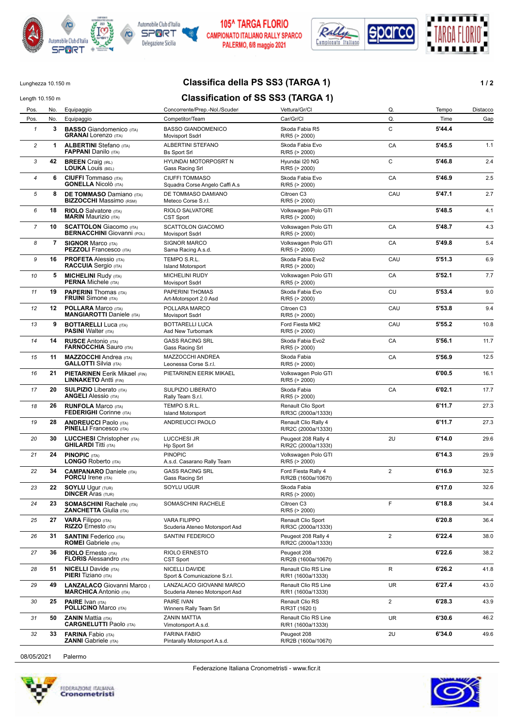105^ TARGA FLORIO
CAMPIONATO ITALIANO RALLY SPARCO
PALERMO, 6/8 maggio 2021

Lunghezza 10.150 m

Length 10.150 m

## Classifica della PS SS3 (TARGA 1)

## Classification of SS SS3 (TARGA 1)

| Pos. | No. | Equipaggio | Concorrente/Prep.-Nol./Scuderia | Vettura/Gr/Cl | Q. | Tempo | Distacco |
|---|---|---|---|---|---|---|---|
| Pos. | No. | Equipaggio | Competitor/Team | Car/Gr/Cl | Q. | Time | Gap |
| 1 | 3 | **BASSO** Giandomenico (ITA) **GRANAI** Lorenzo (ITA) | BASSO GIANDOMENICO Movisport Ssdrl | Skoda Fabia R5 R/R5 (> 2000) | C | **5'44.4** | |
| 2 | 1 | **ALBERTINI** Stefano (ITA) **FAPPANI** Danilo (ITA) | ALBERTINI STEFANO Bs Sport Srl | Skoda Fabia Evo R/R5 (> 2000) | CA | **5'45.5** | 1.1 |
| 3 | 42 | **BREEN** Craig (IRL) **LOUKA** Louis (BEL) | HYUNDAI MOTORPOSRT N Gass Racing Srl | Hyundai I20 NG R/R5 (> 2000) | C | **5'46.8** | 2.4 |
| 4 | 6 | **CIUFFI** Tommaso (ITA) **GONELLA** Nicolò (ITA) | CIUFFI TOMMASO Squadra Corse Angelo Caffi A.s | Skoda Fabia Evo R/R5 (> 2000) | CA | **5'46.9** | 2.5 |
| 5 | 8 | **DE TOMMASO** Damiano (ITA) **BIZZOCCHI** Massimo (RSM) | DE TOMMASO DAMIANO Meteco Corse S.r.l. | Citroen C3 R/R5 (> 2000) | CAU | **5'47.1** | 2.7 |
| 6 | 18 | **RIOLO** Salvatore (ITA) **MARIN** Maurizio (ITA) | RIOLO SALVATORE CST Sport | Volkswagen Polo GTI R/R5 (> 2000) | | **5'48.5** | 4.1 |
| 7 | 10 | **SCATTOLON** Giacomo (ITA) **BERNACCHINI** Giovanni (POL) | SCATTOLON GIACOMO Movisport Ssdrl | Volkswagen Polo GTI R/R5 (> 2000) | CA | **5'48.7** | 4.3 |
| 8 | 7 | **SIGNOR** Marco (ITA) **PEZZOLI** Francesco (ITA) | SIGNOR MARCO Sama Racing A.s.d. | Volkswagen Polo GTI R/R5 (> 2000) | CA | **5'49.8** | 5.4 |
| 9 | 16 | **PROFETA** Alessio (ITA) **RACCUIA** Sergio (ITA) | TEMPO S.R.L. Island Motorsport | Skoda Fabia Evo2 R/R5 (> 2000) | CAU | **5'51.3** | 6.9 |
| 10 | 5 | **MICHELINI** Rudy (ITA) **PERNA** Michele (ITA) | MICHELINI RUDY Movisport Ssdrl | Volkswagen Polo GTI R/R5 (> 2000) | CA | **5'52.1** | 7.7 |
| 11 | 19 | **PAPERINI** Thomas (ITA) **FRUINI** Simone (ITA) | PAPERINI THOMAS Art-Motorsport 2.0 Asd | Skoda Fabia Evo R/R5 (> 2000) | CU | **5'53.4** | 9.0 |
| 12 | 12 | **POLLARA** Marco (ITA) **MANGIAROTTI** Daniele (ITA) | POLLARA MARCO Movisport Ssdrl | Citroen C3 R/R5 (> 2000) | CAU | **5'53.8** | 9.4 |
| 13 | 9 | **BOTTARELLI** Luca (ITA) **PASINI** Walter (ITA) | BOTTARELLI LUCA Asd New Turbomark | Ford Fiesta MK2 R/R5 (> 2000) | CAU | **5'55.2** | 10.8 |
| 14 | 14 | **RUSCE** Antonio (ITA) **FARNOCCHIA** Sauro (ITA) | GASS RACING SRL Gass Racing Srl | Skoda Fabia Evo2 R/R5 (> 2000) | CA | **5'56.1** | 11.7 |
| 15 | 11 | **MAZZOCCHI** Andrea (ITA) **GALLOTTI** Silvia (ITA) | MAZZOCCHI ANDREA Leonessa Corse S.r.l. | Skoda Fabia R/R5 (> 2000) | CA | **5'56.9** | 12.5 |
| 16 | 21 | **PIETARINEN** Eerik Mikael (FIN) **LINNAKETO** Antti (FIN) | PIETARINEN EERIK MIKAEL | Volkswagen Polo GTI R/R5 (> 2000) | | **6'00.5** | 16.1 |
| 17 | 20 | **SULPIZIO** Liberato (ITA) **ANGELI** Alessio (ITA) | SULPIZIO LIBERATO Rally Team S.r.l. | Skoda Fabia R/R5 (> 2000) | CA | **6'02.1** | 17.7 |
| 18 | 26 | **RUNFOLA** Marco (ITA) **FEDERIGHI** Corinne (ITA) | TEMPO S.R.L. Island Motorsport | Renault Clio Sport R/R3C (2000a/1333t) | | **6'11.7** | 27.3 |
| 19 | 28 | **ANDREUCCI** Paolo (ITA) **PINELLI** Francesco (ITA) | ANDREUCCI PAOLO | Renault Clio Rally 4 R/R2C (2000a/1333t) | | **6'11.7** | 27.3 |
| 20 | 30 | **LUCCHESI** Christopher (ITA) **GHILARDI** Titti (ITA) | LUCCHESI JR Hp Sport Srl | Peugeot 208 Rally 4 R/R2C (2000a/1333t) | 2U | **6'14.0** | 29.6 |
| 21 | 24 | **PINOPIC** (ITA) **LONGO** Roberto (ITA) | PINOPIC A.s.d. Casarano Rally Team | Volkswagen Polo GTI R/R5 (> 2000) | | **6'14.3** | 29.9 |
| 22 | 34 | **CAMPANARO** Daniele (ITA) **PORCU** Irene (ITA) | GASS RACING SRL Gass Racing Srl | Ford Fiesta Rally 4 R/R2B (1600a/1067t) | 2 | **6'16.9** | 32.5 |
| 23 | 22 | **SOYLU** Ugur (TUR) **DINCER** Aras (TUR) | SOYLU UGUR | Skoda Fabia R/R5 (> 2000) | | **6'17.0** | 32.6 |
| 24 | 23 | **SOMASCHINI** Rachele (ITA) **ZANCHETTA** Giulia (ITA) | SOMASCHINI RACHELE | Citroen C3 R/R5 (> 2000) | F | **6'18.8** | 34.4 |
| 25 | 27 | **VARA** Filippo (ITA) **RIZZO** Ernesto (ITA) | VARA FILIPPO Scuderia Ateneo Motorsport Asd | Renault Clio Sport R/R3C (2000a/1333t) | | **6'20.8** | 36.4 |
| 26 | 31 | **SANTINI** Federico (ITA) **ROMEI** Gabriele (ITA) | SANTINI FEDERICO | Peugeot 208 Rally 4 R/R2C (2000a/1333t) | 2 | **6'22.4** | 38.0 |
| 27 | 36 | **RIOLO** Ernesto (ITA) **FLORIS** Alessandro (ITA) | RIOLO ERNESTO CST Sport | Peugeot 208 R/R2B (1600a/1067t) | | **6'22.6** | 38.2 |
| 28 | 51 | **NICELLI** Davide (ITA) **PIERI** Tiziano (ITA) | NICELLI DAVIDE Sport & Comunicazione S.r.l. | Renault Clio RS Line R/R1 (1600a/1333t) | R | **6'26.2** | 41.8 |
| 29 | 49 | **LANZALACO** Giovanni Marco ( **MARCHICA** Antonio (ITA) | LANZALACO GIOVANNI MARCO Scuderia Ateneo Motorsport Asd | Renault Clio RS Line R/R1 (1600a/1333t) | UR | **6'27.4** | 43.0 |
| 30 | 25 | **PAIRE** Ivan (ITA) **POLLICINO** Marco (ITA) | PAIRE IVAN Winners Rally Team Srl | Renault Clio RS R/R3T (1620 t) | 2 | **6'28.3** | 43.9 |
| 31 | 50 | **ZANIN** Mattia (ITA) **CARGNELUTTI** Paolo (ITA) | ZANIN MATTIA Vimotorsport A.s.d. | Renault Clio RS Line R/R1 (1600a/1333t) | UR | **6'30.6** | 46.2 |
| 32 | 33 | **FARINA** Fabio (ITA) **ZANNI** Gabriele (ITA) | FARINA FABIO Pintarally Motorsport A.s.d. | Peugeot 208 R/R2B (1600a/1067t) | 2U | **6'34.0** | 49.6 |

08/05/2021 Palermo

Federazione Italiana Cronometristi - www.ficr.it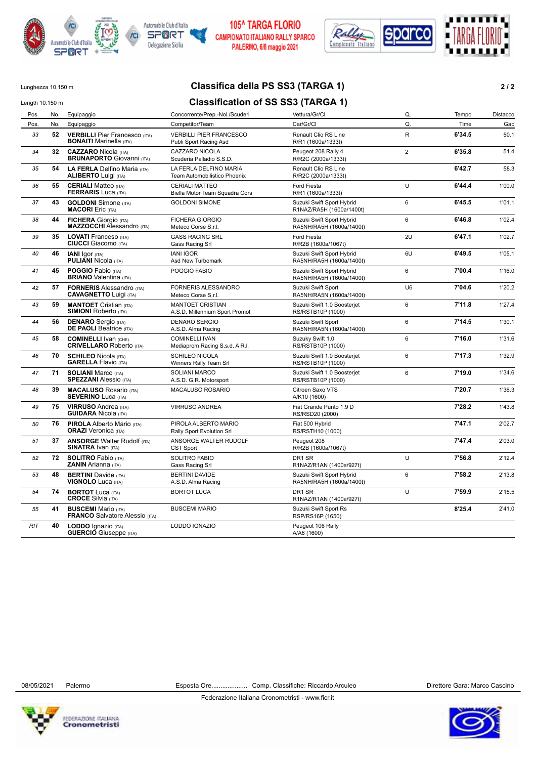105^ TARGA FLORIO
CAMPIONATO ITALIANO RALLY SPARCO
PALERMO, 6/8 maggio 2021

Lunghezza 10.150 m

Length 10.150 m

## Classifica della PS SS3 (TARGA 1)

## Classification of SS SS3 (TARGA 1)

| Pos. | No. | Equipaggio | Concorrente/Prep.-Nol./Scuder | Vettura/Gr/Cl | Q. | Tempo | Distacco |
|---|---|---|---|---|---|---|---|
| Pos. | No. | Equipaggio | Competitor/Team | Car/Gr/Cl | Q. | Time | Gap |
| 33 | 52 | **VERBILLI** Pier Francesco (ITA) **BONAITI** Marinella (ITA) | VERBILLI PIER FRANCESCO Publi Sport Racing Asd | Renault Clio RS Line R/R1 (1600a/1333t) | R | **6'34.5** | 50.1 |
| 34 | 32 | **CAZZARO** Nicola (ITA) **BRUNAPORTO** Giovanni (ITA) | CAZZARO NICOLA Scuderia Palladio S.S.D. | Peugeot 208 Rally 4 R/R2C (2000a/1333t) | 2 | **6'35.8** | 51.4 |
| 35 | 54 | **LA FERLA** Delfino Maria (ITA) **ALIBERTO** Luigi (ITA) | LA FERLA DELFINO MARIA Team Automobilistico Phoenix | Renault Clio RS Line R/R2C (2000a/1333t) | | **6'42.7** | 58.3 |
| 36 | 55 | **CERIALI** Matteo (ITA) **FERRARIS** Luca (ITA) | CERIALI MATTEO Biella Motor Team Squadra Cors | Ford Fiesta R/R1 (1600a/1333t) | U | **6'44.4** | 1'00.0 |
| 37 | 43 | **GOLDONI** Simone (ITA) **MACORI** Eric (ITA) | GOLDONI SIMONE | Suzuki Swift Sport Hybrid R1NAZ/RA5H (1600a/1400t) | 6 | **6'45.5** | 1'01.1 |
| 38 | 44 | **FICHERA** Giorgio (ITA) **MAZZOCCHI** Alessandro (ITA) | FICHERA GIORGIO Meteco Corse S.r.l. | Suzuki Swift Sport Hybrid RA5NH/RA5H (1600a/1400t) | 6 | **6'46.8** | 1'02.4 |
| 39 | 35 | **LOVATI** Franceso (ITA) **CIUCCI** Giacomo (ITA) | GASS RACING SRL Gass Racing Srl | Ford Fiesta R/R2B (1600a/1067t) | 2U | **6'47.1** | 1'02.7 |
| 40 | 46 | **IANI** Igor (ITA) **PULIANI** Nicola (ITA) | IANI IGOR Asd New Turbomark | Suzuki Swift Sport Hybrid RA5NH/RA5H (1600a/1400t) | 6U | **6'49.5** | 1'05.1 |
| 41 | 45 | **POGGIO** Fabio (ITA) **BRIANO** Valentina (ITA) | POGGIO FABIO | Suzuki Swift Sport Hybrid RA5NH/RA5H (1600a/1400t) | 6 | **7'00.4** | 1'16.0 |
| 42 | 57 | **FORNERIS** Alessandro (ITA) **CAVAGNETTO** Luigi (ITA) | FORNERIS ALESSANDRO Meteco Corse S.r.l. | Suzuki Swift Sport RA5NH/RA5N (1600a/1400t) | U6 | **7'04.6** | 1'20.2 |
| 43 | 59 | **MANTOET** Cristian (ITA) **SIMIONI** Roberto (ITA) | MANTOET CRISTIAN A.S.D. Millennium Sport Promot | Suzuki Swift 1.0 Boosterjet RS/RSTB10P (1000) | 6 | **7'11.8** | 1'27.4 |
| 44 | 56 | **DENARO** Sergio (ITA) **DE PAOLI** Beatrice (ITA) | DENARO SERGIO A.S.D. Alma Racing | Suzuki Swift Sport RA5NH/RA5N (1600a/1400t) | 6 | **7'14.5** | 1'30.1 |
| 45 | 58 | **COMINELLI** Ivan (CHE) **CRIVELLARO** Roberto (ITA) | COMINELLI IVAN Mediaprom Racing S.s.d. A R.l. | Suzuky Swift 1.0 RS/RSTB10P (1000) | 6 | **7'16.0** | 1'31.6 |
| 46 | 70 | **SCHILEO** Nicola (ITA) **GARELLA** Flavio (ITA) | SCHILEO NICOLA Winners Rally Team Srl | Suzuki Swift 1.0 Boosterjet RS/RSTB10P (1000) | 6 | **7'17.3** | 1'32.9 |
| 47 | 71 | **SOLIANI** Marco (ITA) **SPEZZANI** Alessio (ITA) | SOLIANI MARCO A.S.D. G.R. Motorsport | Suzuki Swift 1.0 Boosterjet RS/RSTB10P (1000) | 6 | **7'19.0** | 1'34.6 |
| 48 | 39 | **MACALUSO** Rosario (ITA) **SEVERINO** Luca (ITA) | MACALUSO ROSARIO | Citroen Saxo VTS A/K10 (1600) | | **7'20.7** | 1'36.3 |
| 49 | 75 | **VIRRUSO** Andrea (ITA) **GUIDARA** Nicola (ITA) | VIRRUSO ANDREA | Fiat Grande Punto 1.9 D RS/RSD20 (2000) | | **7'28.2** | 1'43.8 |
| 50 | 76 | **PIROLA** Alberto Mario (ITA) **ORAZI** Veronica (ITA) | PIROLA ALBERTO MARIO Rally Sport Evolution Srl | Fiat 500 Hybrid RS/RSTH10 (1000) | | **7'47.1** | 2'02.7 |
| 51 | 37 | **ANSORGE** Walter Rudolf (ITA) **SINATRA** Ivan (ITA) | ANSORGE WALTER RUDOLF CST Sport | Peugeot 208 R/R2B (1600a/1067t) | | **7'47.4** | 2'03.0 |
| 52 | 72 | **SOLITRO** Fabio (ITA) **ZANIN** Arianna (ITA) | SOLITRO FABIO Gass Racing Srl | DR1 SR R1NAZ/R1AN (1400a/927t) | U | **7'56.8** | 2'12.4 |
| 53 | 48 | **BERTINI** Davide (ITA) **VIGNOLO** Luca (ITA) | BERTINI DAVIDE A.S.D. Alma Racing | Suzuki Swift Sport Hybrid RA5NH/RA5H (1600a/1400t) | 6 | **7'58.2** | 2'13.8 |
| 54 | 74 | **BORTOT** Luca (ITA) **CROCE** Silvia (ITA) | BORTOT LUCA | DR1 SR R1NAZ/R1AN (1400a/927t) | U | **7'59.9** | 2'15.5 |
| 55 | 41 | **BUSCEMI** Mario (ITA) **FRANCO** Salvatore Alessio (ITA) | BUSCEMI MARIO | Suzuki Swift Sport Rs RSP/RS16P (1650) | | **8'25.4** | 2'41.0 |
| RIT | 40 | **LODDO** Ignazio (ITA) **GUERCIO** Giuseppe (ITA) | LODDO IGNAZIO | Peugeot 106 Rally A/A6 (1600) | | | |

08/05/2021 Palermo Esposta Ore.................... Comp. Classifiche: Riccardo Arculeo Direttore Gara: Marco Cascino

Federazione Italiana Cronometristi - www.ficr.it